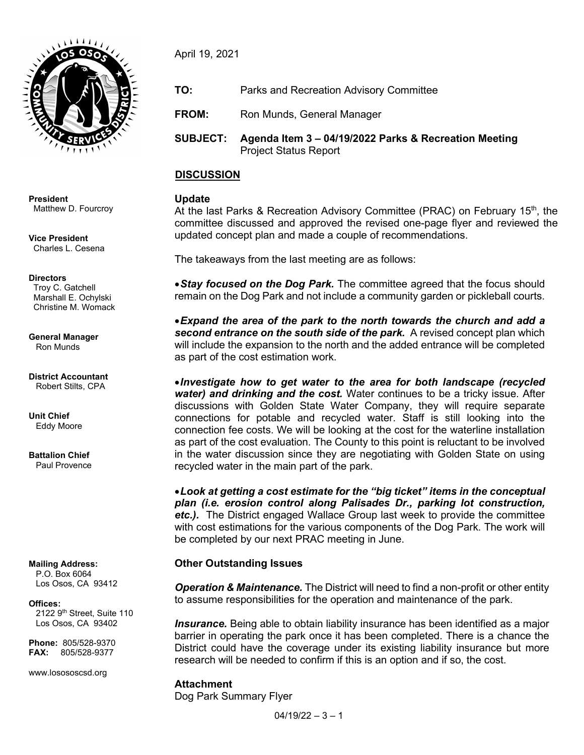**President**
Matthew D. Fourcroy

**Vice President**
Charles L. Cesena

**Directors**
Troy C. Gatchell
Marshall E. Ochylski
Christine M. Womack

**General Manager**
Ron Munds

**District Accountant**
Robert Stilts, CPA

**Unit Chief**
Eddy Moore

**Battalion Chief**
Paul Provence

**Mailing Address:**
P.O. Box 6064
Los Osos, CA 93412

**Offices:**
2122 9th Street, Suite 110
Los Osos, CA 93402

**Phone:** 805/528-9370
**FAX:** 805/528-9377

www.lososcsd.org

April 19, 2021

**TO:** Parks and Recreation Advisory Committee

**FROM:** Ron Munds, General Manager

**SUBJECT:** **Agenda Item 3 – 04/19/2022 Parks & Recreation Meeting**
Project Status Report

## DISCUSSION

### Update

At the last Parks & Recreation Advisory Committee (PRAC) on February 15th, the committee discussed and approved the revised one-page flyer and reviewed the updated concept plan and made a couple of recommendations.

The takeaways from the last meeting are as follows:

- ***Stay focused on the Dog Park.*** The committee agreed that the focus should remain on the Dog Park and not include a community garden or pickleball courts.

- ***Expand the area of the park to the north towards the church and add a second entrance on the south side of the park.*** A revised concept plan which will include the expansion to the north and the added entrance will be completed as part of the cost estimation work.

- ***Investigate how to get water to the area for both landscape (recycled water) and drinking and the cost.*** Water continues to be a tricky issue. After discussions with Golden State Water Company, they will require separate connections for potable and recycled water. Staff is still looking into the connection fee costs. We will be looking at the cost for the waterline installation as part of the cost evaluation. The County to this point is reluctant to be involved in the water discussion since they are negotiating with Golden State on using recycled water in the main part of the park.

- ***Look at getting a cost estimate for the "big ticket" items in the conceptual plan (i.e. erosion control along Palisades Dr., parking lot construction, etc.).*** The District engaged Wallace Group last week to provide the committee with cost estimations for the various components of the Dog Park. The work will be completed by our next PRAC meeting in June.

### Other Outstanding Issues

***Operation & Maintenance.*** The District will need to find a non-profit or other entity to assume responsibilities for the operation and maintenance of the park.

***Insurance.*** Being able to obtain liability insurance has been identified as a major barrier in operating the park once it has been completed. There is a chance the District could have the coverage under its existing liability insurance but more research will be needed to confirm if this is an option and if so, the cost.

### Attachment

Dog Park Summary Flyer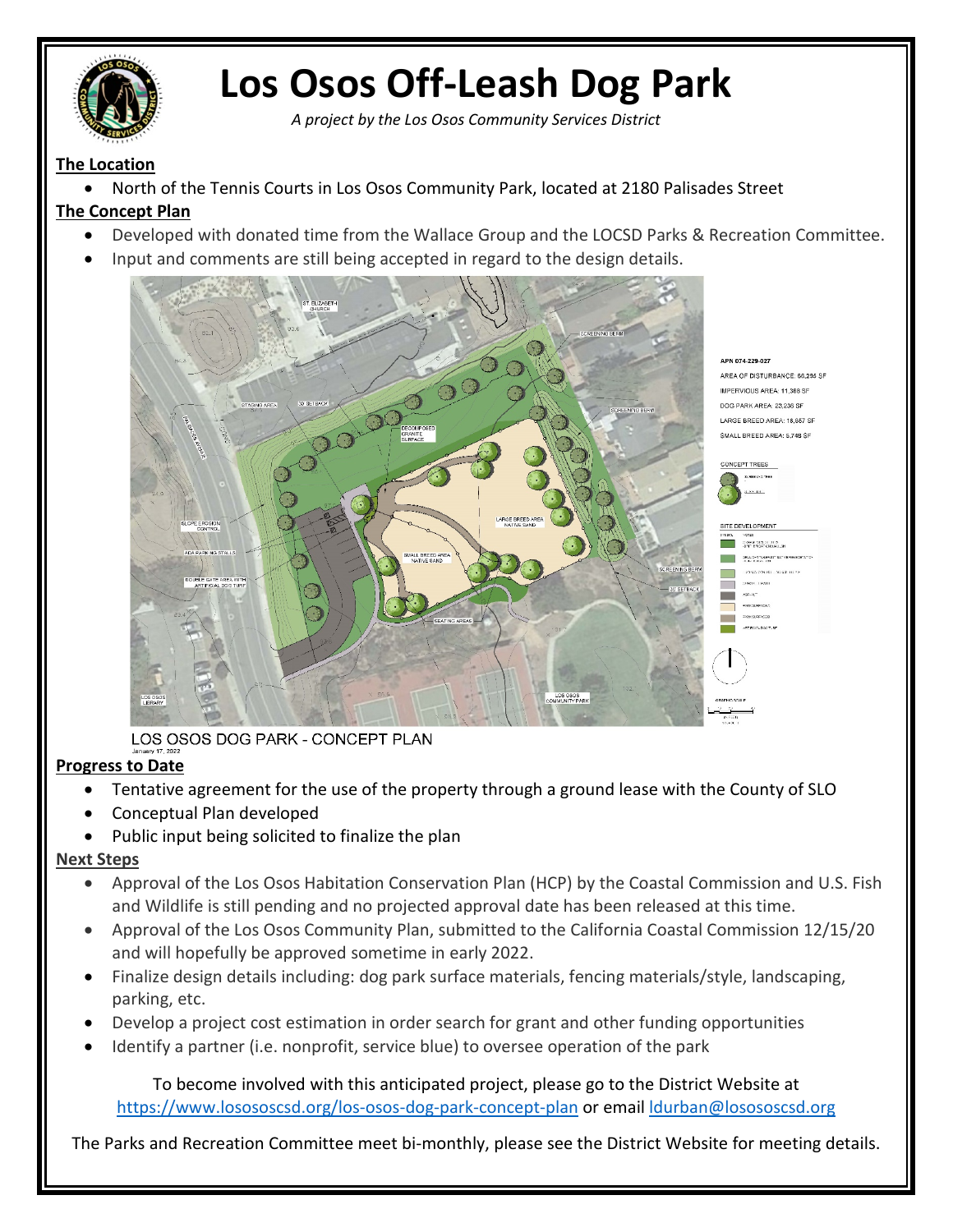# Los Osos Off-Leash Dog Park

*A project by the Los Osos Community Services District*

**The Location**

- North of the Tennis Courts in Los Osos Community Park, located at 2180 Palisades Street

**The Concept Plan**

- Developed with donated time from the Wallace Group and the LOCSD Parks & Recreation Committee.
- Input and comments are still being accepted in regard to the design details.

LOS OSOS DOG PARK - CONCEPT PLAN

January 17, 2022

**Progress to Date**

- Tentative agreement for the use of the property through a ground lease with the County of SLO
- Conceptual Plan developed
- Public input being solicited to finalize the plan

**Next Steps**

- Approval of the Los Osos Habitation Conservation Plan (HCP) by the Coastal Commission and U.S. Fish and Wildlife is still pending and no projected approval date has been released at this time.
- Approval of the Los Osos Community Plan, submitted to the California Coastal Commission 12/15/20 and will hopefully be approved sometime in early 2022.
- Finalize design details including: dog park surface materials, fencing materials/style, landscaping, parking, etc.
- Develop a project cost estimation in order search for grant and other funding opportunities
- Identify a partner (i.e. nonprofit, service blue) to oversee operation of the park

To become involved with this anticipated project, please go to the District Website at https://www.lososos csd.org/los-osos-dog-park-concept-plan or email ldurban@losososcsd.org

The Parks and Recreation Committee meet bi-monthly, please see the District Website for meeting details.